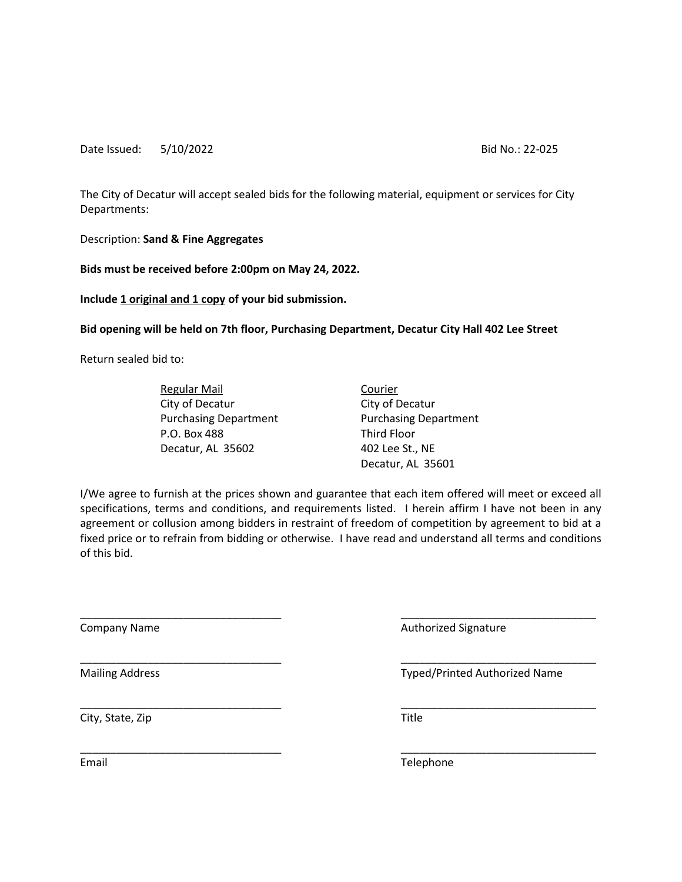Date Issued: 5/10/2022 Bid No.: 22-025

The City of Decatur will accept sealed bids for the following material, equipment or services for City Departments:

Description: **Sand & Fine Aggregates**

**Bids must be received before 2:00pm on May 24, 2022.**

**Include 1 original and 1 copy of your bid submission.**

**Bid opening will be held on 7th floor, Purchasing Department, Decatur City Hall 402 Lee Street**

Return sealed bid to:

| Regular Mail | Courier |
|---|---|
| City of Decatur | City of Decatur |
| Purchasing Department | Purchasing Department |
| P.O. Box 488 | Third Floor |
| Decatur, AL 35602 | 402 Lee St., NE |
| | Decatur, AL 35601 |

I/We agree to furnish at the prices shown and guarantee that each item offered will meet or exceed all specifications, terms and conditions, and requirements listed. I herein affirm I have not been in any agreement or collusion among bidders in restraint of freedom of competition by agreement to bid at a fixed price or to refrain from bidding or otherwise. I have read and understand all terms and conditions of this bid.

_________________________________
Company Name

_________________________________
Authorized Signature

_________________________________
Mailing Address

_________________________________
Typed/Printed Authorized Name

_________________________________
City, State, Zip

_________________________________
Title

_________________________________
Email

_________________________________
Telephone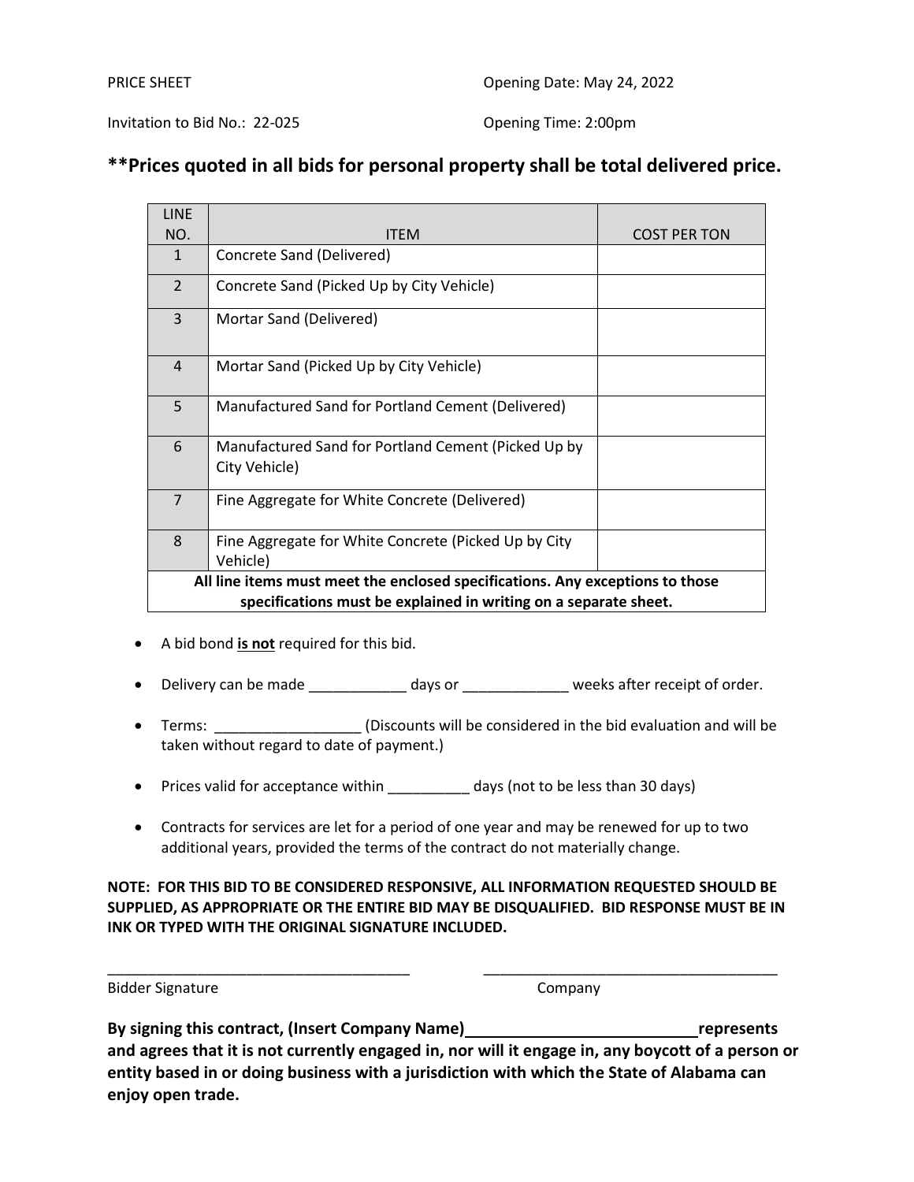PRICE SHEET                                                     Opening Date: May 24, 2022

Invitation to Bid No.: 22-025                                   Opening Time: 2:00pm

## **Prices quoted in all bids for personal property shall be total delivered price.

| LINE NO. | ITEM | COST PER TON |
|---|---|---|
| 1 | Concrete Sand (Delivered) | |
| 2 | Concrete Sand (Picked Up by City Vehicle) | |
| 3 | Mortar Sand (Delivered) | |
| 4 | Mortar Sand (Picked Up by City Vehicle) | |
| 5 | Manufactured Sand for Portland Cement (Delivered) | |
| 6 | Manufactured Sand for Portland Cement (Picked Up by City Vehicle) | |
| 7 | Fine Aggregate for White Concrete (Delivered) | |
| 8 | Fine Aggregate for White Concrete (Picked Up by City Vehicle) | |
| **All line items must meet the enclosed specifications. Any exceptions to those specifications must be explained in writing on a separate sheet.** | | |

- A bid bond **is not** required for this bid.
- Delivery can be made ____________ days or _____________ weeks after receipt of order.
- Terms: __________________ (Discounts will be considered in the bid evaluation and will be taken without regard to date of payment.)
- Prices valid for acceptance within __________ days (not to be less than 30 days)
- Contracts for services are let for a period of one year and may be renewed for up to two additional years, provided the terms of the contract do not materially change.

**NOTE: FOR THIS BID TO BE CONSIDERED RESPONSIVE, ALL INFORMATION REQUESTED SHOULD BE SUPPLIED, AS APPROPRIATE OR THE ENTIRE BID MAY BE DISQUALIFIED. BID RESPONSE MUST BE IN INK OR TYPED WITH THE ORIGINAL SIGNATURE INCLUDED.**

______________________________________          ______________________________________

Bidder Signature                                                     Company

**By signing this contract, (Insert Company Name)___________________________represents and agrees that it is not currently engaged in, nor will it engage in, any boycott of a person or entity based in or doing business with a jurisdiction with which the State of Alabama can enjoy open trade.**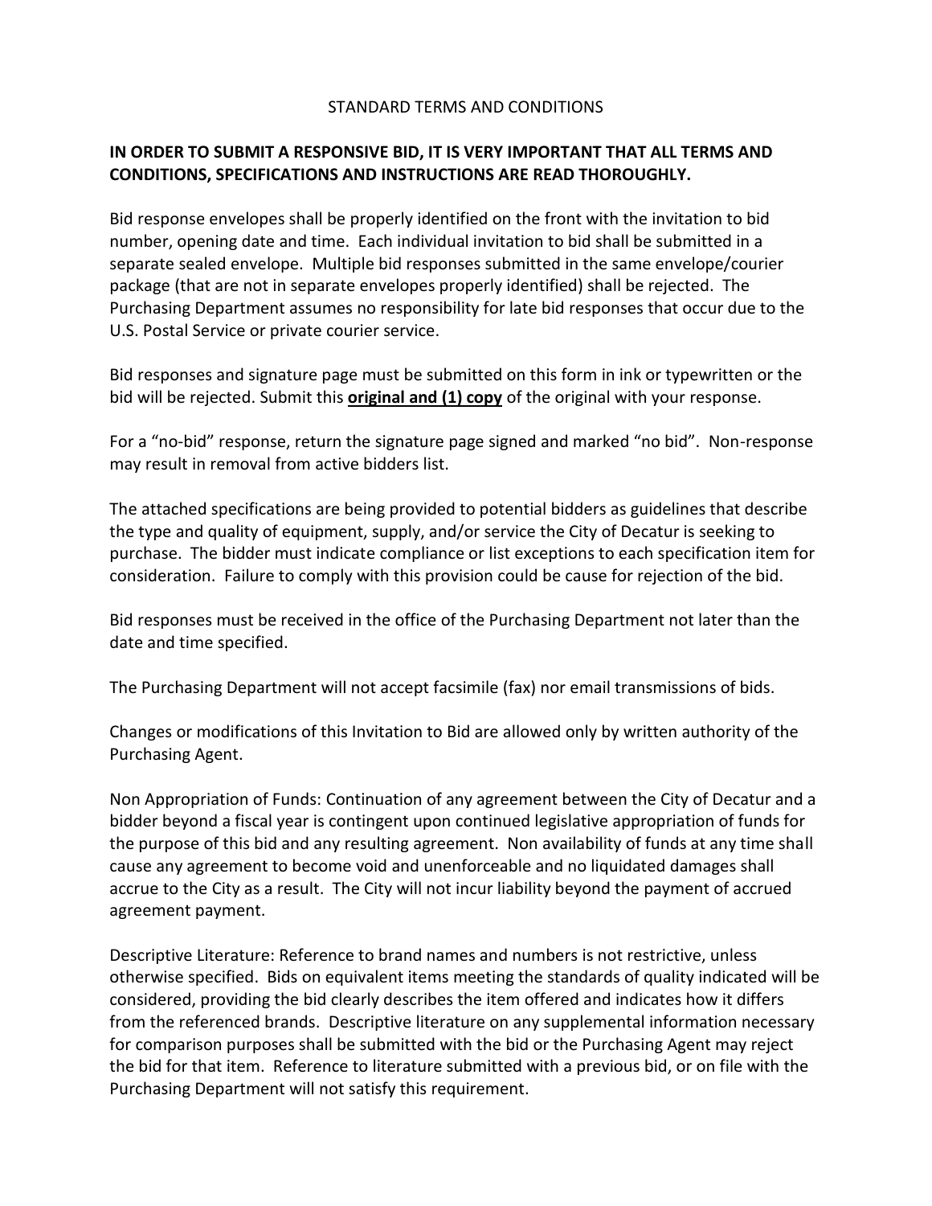STANDARD TERMS AND CONDITIONS

**IN ORDER TO SUBMIT A RESPONSIVE BID, IT IS VERY IMPORTANT THAT ALL TERMS AND CONDITIONS, SPECIFICATIONS AND INSTRUCTIONS ARE READ THOROUGHLY.**

Bid response envelopes shall be properly identified on the front with the invitation to bid number, opening date and time. Each individual invitation to bid shall be submitted in a separate sealed envelope. Multiple bid responses submitted in the same envelope/courier package (that are not in separate envelopes properly identified) shall be rejected. The Purchasing Department assumes no responsibility for late bid responses that occur due to the U.S. Postal Service or private courier service.

Bid responses and signature page must be submitted on this form in ink or typewritten or the bid will be rejected. Submit this **original and (1) copy** of the original with your response.

For a "no-bid" response, return the signature page signed and marked "no bid". Non-response may result in removal from active bidders list.

The attached specifications are being provided to potential bidders as guidelines that describe the type and quality of equipment, supply, and/or service the City of Decatur is seeking to purchase. The bidder must indicate compliance or list exceptions to each specification item for consideration. Failure to comply with this provision could be cause for rejection of the bid.

Bid responses must be received in the office of the Purchasing Department not later than the date and time specified.

The Purchasing Department will not accept facsimile (fax) nor email transmissions of bids.

Changes or modifications of this Invitation to Bid are allowed only by written authority of the Purchasing Agent.

Non Appropriation of Funds: Continuation of any agreement between the City of Decatur and a bidder beyond a fiscal year is contingent upon continued legislative appropriation of funds for the purpose of this bid and any resulting agreement. Non availability of funds at any time shall cause any agreement to become void and unenforceable and no liquidated damages shall accrue to the City as a result. The City will not incur liability beyond the payment of accrued agreement payment.

Descriptive Literature: Reference to brand names and numbers is not restrictive, unless otherwise specified. Bids on equivalent items meeting the standards of quality indicated will be considered, providing the bid clearly describes the item offered and indicates how it differs from the referenced brands. Descriptive literature on any supplemental information necessary for comparison purposes shall be submitted with the bid or the Purchasing Agent may reject the bid for that item. Reference to literature submitted with a previous bid, or on file with the Purchasing Department will not satisfy this requirement.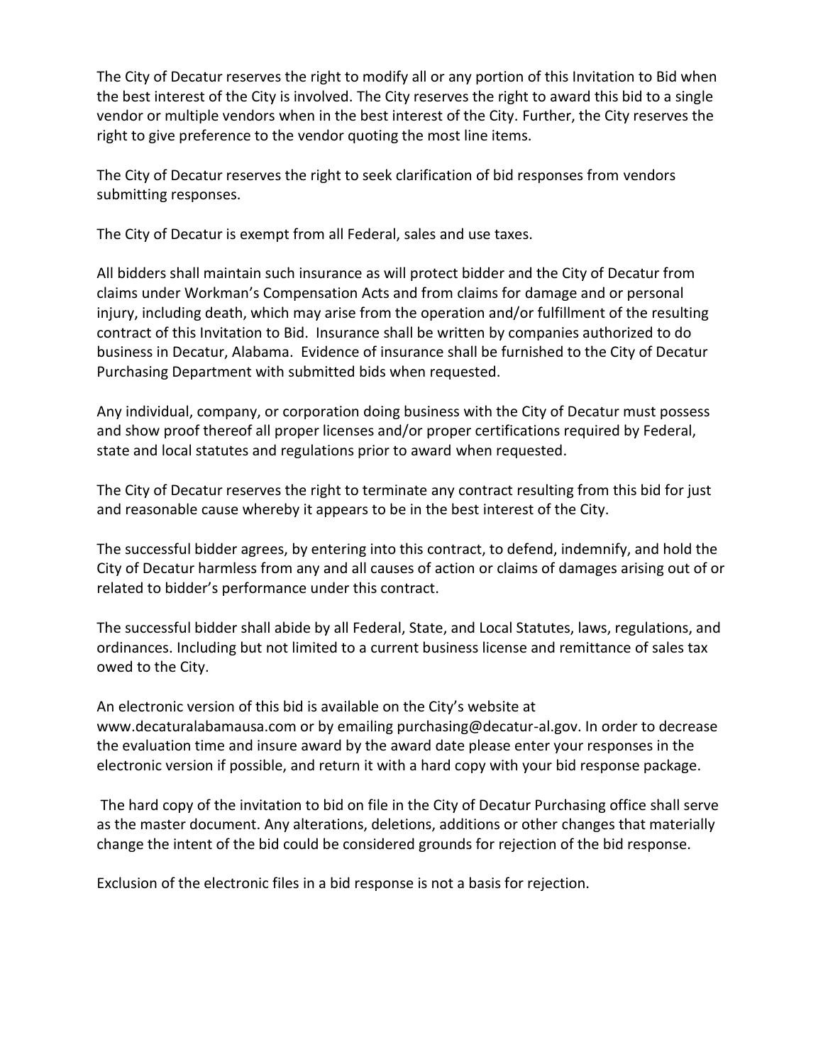The City of Decatur reserves the right to modify all or any portion of this Invitation to Bid when the best interest of the City is involved. The City reserves the right to award this bid to a single vendor or multiple vendors when in the best interest of the City. Further, the City reserves the right to give preference to the vendor quoting the most line items.

The City of Decatur reserves the right to seek clarification of bid responses from vendors submitting responses.

The City of Decatur is exempt from all Federal, sales and use taxes.

All bidders shall maintain such insurance as will protect bidder and the City of Decatur from claims under Workman's Compensation Acts and from claims for damage and or personal injury, including death, which may arise from the operation and/or fulfillment of the resulting contract of this Invitation to Bid. Insurance shall be written by companies authorized to do business in Decatur, Alabama. Evidence of insurance shall be furnished to the City of Decatur Purchasing Department with submitted bids when requested.

Any individual, company, or corporation doing business with the City of Decatur must possess and show proof thereof all proper licenses and/or proper certifications required by Federal, state and local statutes and regulations prior to award when requested.

The City of Decatur reserves the right to terminate any contract resulting from this bid for just and reasonable cause whereby it appears to be in the best interest of the City.

The successful bidder agrees, by entering into this contract, to defend, indemnify, and hold the City of Decatur harmless from any and all causes of action or claims of damages arising out of or related to bidder's performance under this contract.

The successful bidder shall abide by all Federal, State, and Local Statutes, laws, regulations, and ordinances. Including but not limited to a current business license and remittance of sales tax owed to the City.

An electronic version of this bid is available on the City's website at www.decaturalabamausa.com or by emailing purchasing@decatur-al.gov. In order to decrease the evaluation time and insure award by the award date please enter your responses in the electronic version if possible, and return it with a hard copy with your bid response package.

The hard copy of the invitation to bid on file in the City of Decatur Purchasing office shall serve as the master document. Any alterations, deletions, additions or other changes that materially change the intent of the bid could be considered grounds for rejection of the bid response.

Exclusion of the electronic files in a bid response is not a basis for rejection.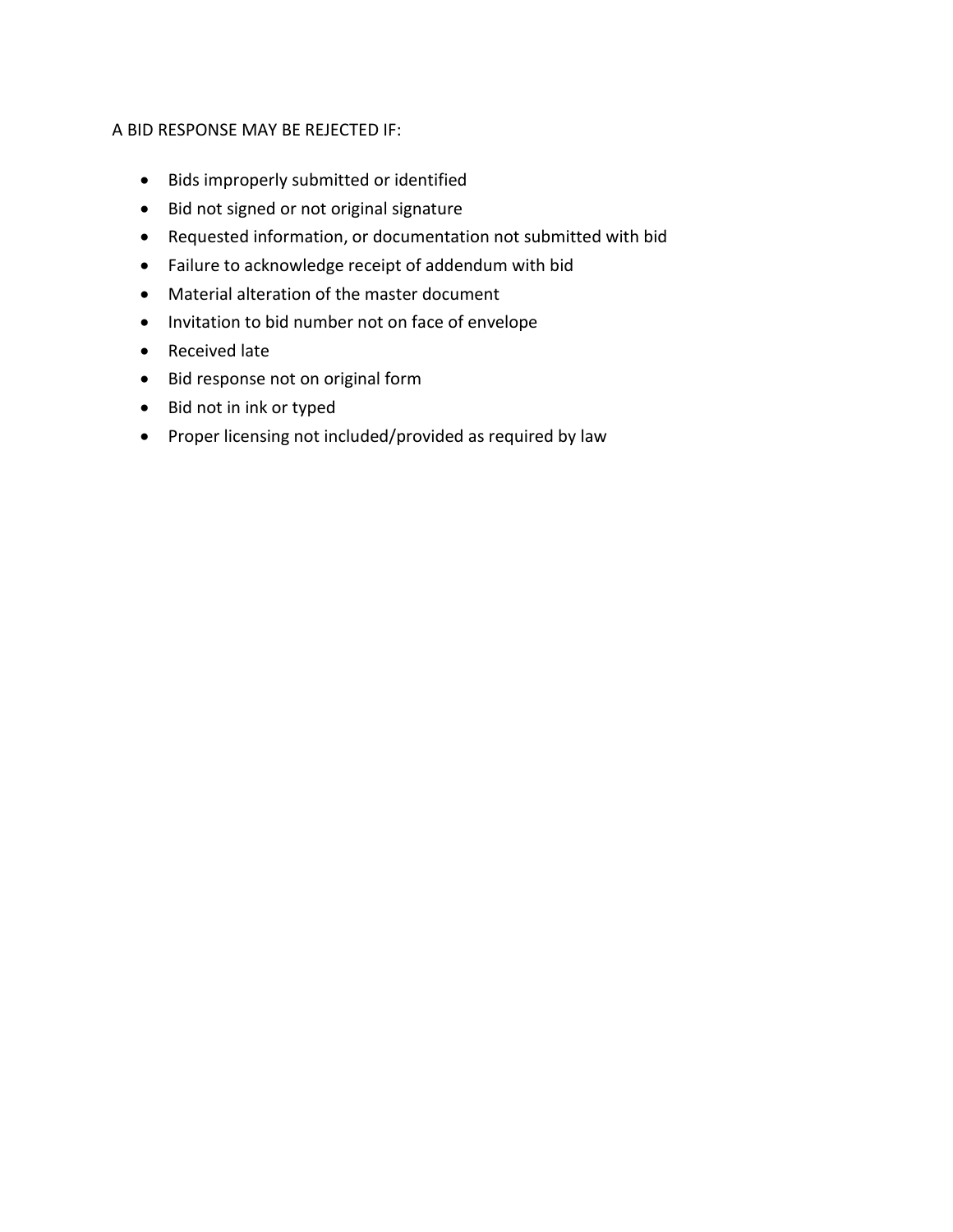A BID RESPONSE MAY BE REJECTED IF:

- Bids improperly submitted or identified
- Bid not signed or not original signature
- Requested information, or documentation not submitted with bid
- Failure to acknowledge receipt of addendum with bid
- Material alteration of the master document
- Invitation to bid number not on face of envelope
- Received late
- Bid response not on original form
- Bid not in ink or typed
- Proper licensing not included/provided as required by law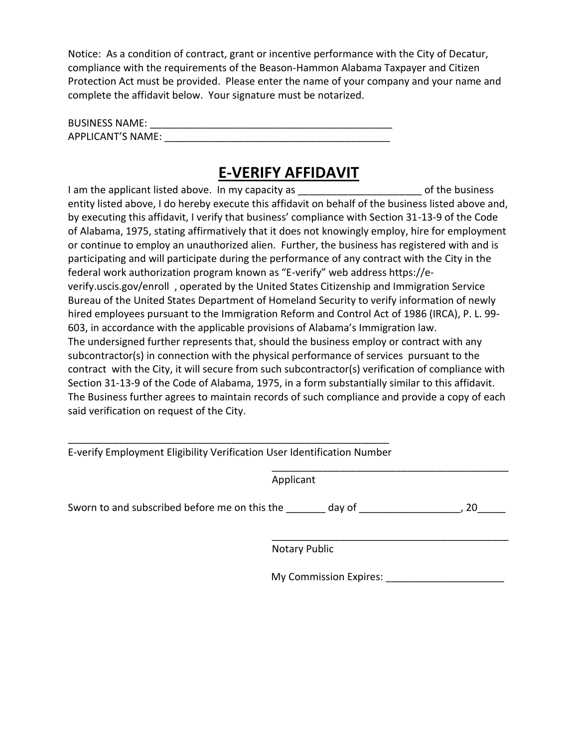Notice: As a condition of contract, grant or incentive performance with the City of Decatur, compliance with the requirements of the Beason-Hammon Alabama Taxpayer and Citizen Protection Act must be provided. Please enter the name of your company and your name and complete the affidavit below. Your signature must be notarized.

BUSINESS NAME: ____________________________________________
APPLICANT'S NAME: ________________________________________

# E-VERIFY AFFIDAVIT

I am the applicant listed above. In my capacity as _____________________ of the business entity listed above, I do hereby execute this affidavit on behalf of the business listed above and, by executing this affidavit, I verify that business' compliance with Section 31-13-9 of the Code of Alabama, 1975, stating affirmatively that it does not knowingly employ, hire for employment or continue to employ an unauthorized alien. Further, the business has registered with and is participating and will participate during the performance of any contract with the City in the federal work authorization program known as "E-verify" web address https://e-verify.uscis.gov/enroll , operated by the United States Citizenship and Immigration Service Bureau of the United States Department of Homeland Security to verify information of newly hired employees pursuant to the Immigration Reform and Control Act of 1986 (IRCA), P. L. 99-603, in accordance with the applicable provisions of Alabama's Immigration law.
The undersigned further represents that, should the business employ or contract with any subcontractor(s) in connection with the physical performance of services pursuant to the contract with the City, it will secure from such subcontractor(s) verification of compliance with Section 31-13-9 of the Code of Alabama, 1975, in a form substantially similar to this affidavit. The Business further agrees to maintain records of such compliance and provide a copy of each said verification on request of the City.

___________________________________________________________
E-verify Employment Eligibility Verification User Identification Number

___________________________________________
Applicant

Sworn to and subscribed before me on this the _______ day of _________________, 20_____

___________________________________________
Notary Public

My Commission Expires: _____________________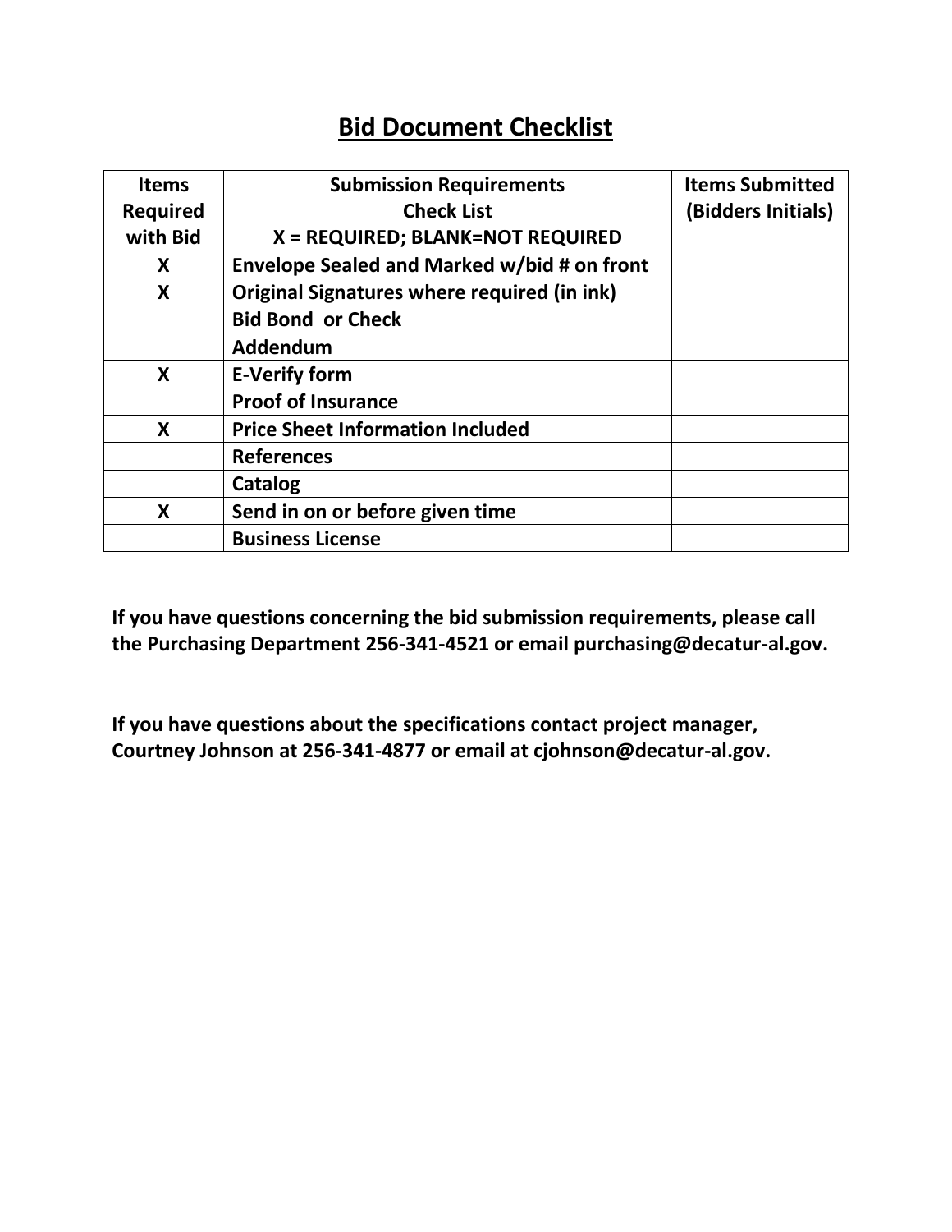## Bid Document Checklist

| Items Required with Bid | Submission Requirements Check List X = REQUIRED; BLANK=NOT REQUIRED | Items Submitted (Bidders Initials) |
|---|---|---|
| X | Envelope Sealed and Marked w/bid # on front | |
| X | Original Signatures where required (in ink) | |
| | Bid Bond or Check | |
| | Addendum | |
| X | E-Verify form | |
| | Proof of Insurance | |
| X | Price Sheet Information Included | |
| | References | |
| | Catalog | |
| X | Send in on or before given time | |
| | Business License | |

**If you have questions concerning the bid submission requirements, please call the Purchasing Department 256-341-4521 or email purchasing@decatur-al.gov.**

**If you have questions about the specifications contact project manager, Courtney Johnson at 256-341-4877 or email at cjohnson@decatur-al.gov.**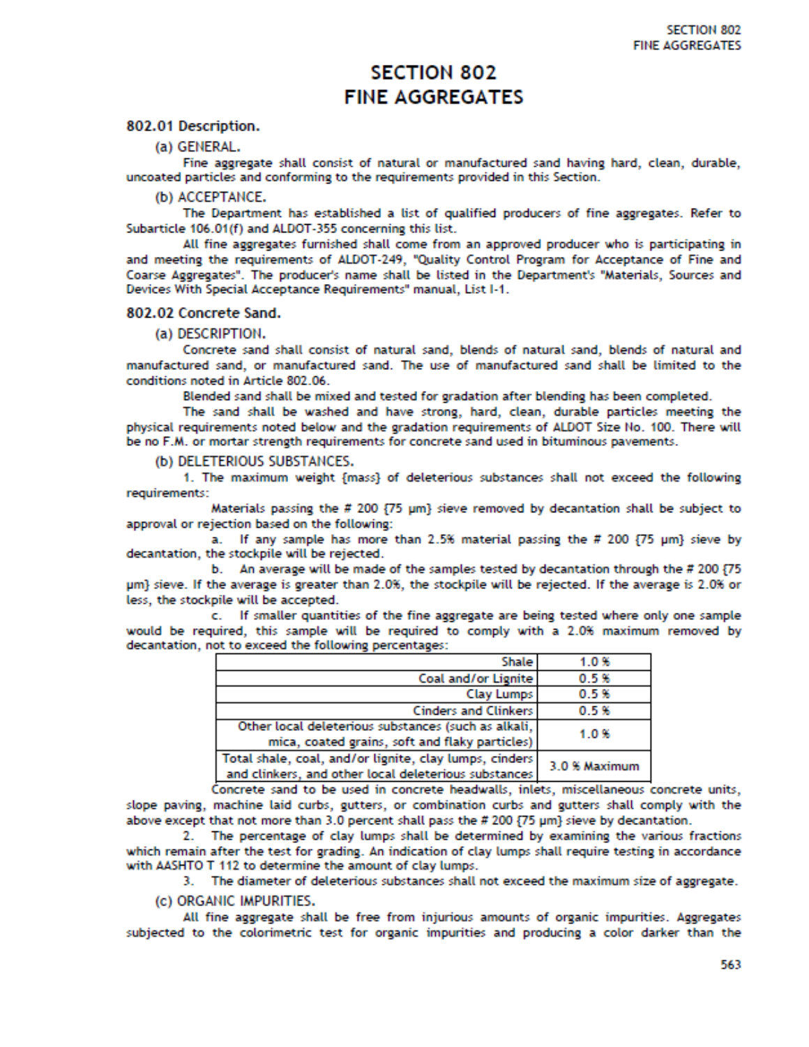# SECTION 802
# FINE AGGREGATES

## 802.01 Description.

(a) GENERAL.

Fine aggregate shall consist of natural or manufactured sand having hard, clean, durable, uncoated particles and conforming to the requirements provided in this Section.

(b) ACCEPTANCE.

The Department has established a list of qualified producers of fine aggregates. Refer to Subarticle 106.01(f) and ALDOT-355 concerning this list.

All fine aggregates furnished shall come from an approved producer who is participating in and meeting the requirements of ALDOT-249, "Quality Control Program for Acceptance of Fine and Coarse Aggregates". The producer's name shall be listed in the Department's "Materials, Sources and Devices With Special Acceptance Requirements" manual, List I-1.

## 802.02 Concrete Sand.

(a) DESCRIPTION.

Concrete sand shall consist of natural sand, blends of natural sand, blends of natural and manufactured sand, or manufactured sand. The use of manufactured sand shall be limited to the conditions noted in Article 802.06.

Blended sand shall be mixed and tested for gradation after blending has been completed.

The sand shall be washed and have strong, hard, clean, durable particles meeting the physical requirements noted below and the gradation requirements of ALDOT Size No. 100. There will be no F.M. or mortar strength requirements for concrete sand used in bituminous pavements.

(b) DELETERIOUS SUBSTANCES.

1. The maximum weight {mass} of deleterious substances shall not exceed the following requirements:

Materials passing the # 200 {75 µm} sieve removed by decantation shall be subject to approval or rejection based on the following:

a. If any sample has more than 2.5% material passing the # 200 {75 µm} sieve by decantation, the stockpile will be rejected.

b. An average will be made of the samples tested by decantation through the # 200 {75 µm} sieve. If the average is greater than 2.0%, the stockpile will be rejected. If the average is 2.0% or less, the stockpile will be accepted.

c. If smaller quantities of the fine aggregate are being tested where only one sample would be required, this sample will be required to comply with a 2.0% maximum removed by decantation, not to exceed the following percentages:

| | |
|---|---|
| Shale | 1.0 % |
| Coal and/or Lignite | 0.5 % |
| Clay Lumps | 0.5 % |
| Cinders and Clinkers | 0.5 % |
| Other local deleterious substances (such as alkali, mica, coated grains, soft and flaky particles) | 1.0 % |
| Total shale, coal, and/or lignite, clay lumps, cinders and clinkers, and other local deleterious substances | 3.0 % Maximum |

Concrete sand to be used in concrete headwalls, inlets, miscellaneous concrete units, slope paving, machine laid curbs, gutters, or combination curbs and gutters shall comply with the above except that not more than 3.0 percent shall pass the # 200 {75 µm} sieve by decantation.

2. The percentage of clay lumps shall be determined by examining the various fractions which remain after the test for grading. An indication of clay lumps shall require testing in accordance with AASHTO T 112 to determine the amount of clay lumps.

3. The diameter of deleterious substances shall not exceed the maximum size of aggregate.

(c) ORGANIC IMPURITIES.

All fine aggregate shall be free from injurious amounts of organic impurities. Aggregates subjected to the colorimetric test for organic impurities and producing a color darker than the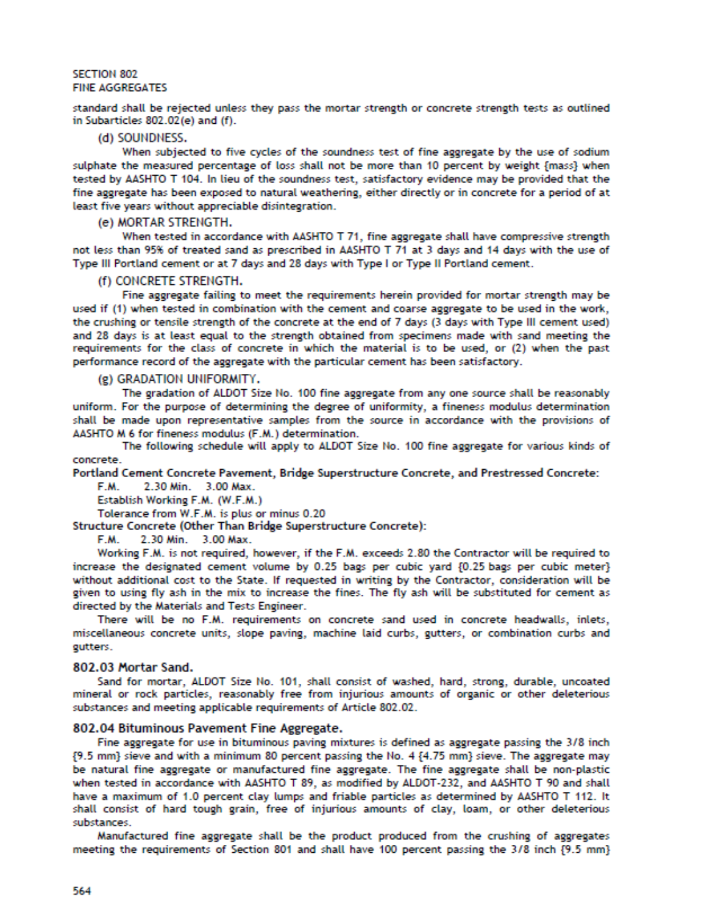standard shall be rejected unless they pass the mortar strength or concrete strength tests as outlined in Subarticles 802.02(e) and (f).

#### (d) SOUNDNESS.

When subjected to five cycles of the soundness test of fine aggregate by the use of sodium sulphate the measured percentage of loss shall not be more than 10 percent by weight {mass} when tested by AASHTO T 104. In lieu of the soundness test, satisfactory evidence may be provided that the fine aggregate has been exposed to natural weathering, either directly or in concrete for a period of at least five years without appreciable disintegration.

#### (e) MORTAR STRENGTH.

When tested in accordance with AASHTO T 71, fine aggregate shall have compressive strength not less than 95% of treated sand as prescribed in AASHTO T 71 at 3 days and 14 days with the use of Type III Portland cement or at 7 days and 28 days with Type I or Type II Portland cement.

#### (f) CONCRETE STRENGTH.

Fine aggregate failing to meet the requirements herein provided for mortar strength may be used if (1) when tested in combination with the cement and coarse aggregate to be used in the work, the crushing or tensile strength of the concrete at the end of 7 days (3 days with Type III cement used) and 28 days is at least equal to the strength obtained from specimens made with sand meeting the requirements for the class of concrete in which the material is to be used, or (2) when the past performance record of the aggregate with the particular cement has been satisfactory.

#### (g) GRADATION UNIFORMITY.

The gradation of ALDOT Size No. 100 fine aggregate from any one source shall be reasonably uniform. For the purpose of determining the degree of uniformity, a fineness modulus determination shall be made upon representative samples from the source in accordance with the provisions of AASHTO M 6 for fineness modulus (F.M.) determination.

The following schedule will apply to ALDOT Size No. 100 fine aggregate for various kinds of concrete.

**Portland Cement Concrete Pavement, Bridge Superstructure Concrete, and Prestressed Concrete:**

F.M. 2.30 Min. 3.00 Max.

Establish Working F.M. (W.F.M.)

Tolerance from W.F.M. is plus or minus 0.20

**Structure Concrete (Other Than Bridge Superstructure Concrete):**

F.M. 2.30 Min. 3.00 Max.

Working F.M. is not required, however, if the F.M. exceeds 2.80 the Contractor will be required to increase the designated cement volume by 0.25 bags per cubic yard {0.25 bags per cubic meter} without additional cost to the State. If requested in writing by the Contractor, consideration will be given to using fly ash in the mix to increase the fines. The fly ash will be substituted for cement as directed by the Materials and Tests Engineer.

There will be no F.M. requirements on concrete sand used in concrete headwalls, inlets, miscellaneous concrete units, slope paving, machine laid curbs, gutters, or combination curbs and gutters.

## 802.03 Mortar Sand.

Sand for mortar, ALDOT Size No. 101, shall consist of washed, hard, strong, durable, uncoated mineral or rock particles, reasonably free from injurious amounts of organic or other deleterious substances and meeting applicable requirements of Article 802.02.

## 802.04 Bituminous Pavement Fine Aggregate.

Fine aggregate for use in bituminous paving mixtures is defined as aggregate passing the 3/8 inch {9.5 mm} sieve and with a minimum 80 percent passing the No. 4 {4.75 mm} sieve. The aggregate may be natural fine aggregate or manufactured fine aggregate. The fine aggregate shall be non-plastic when tested in accordance with AASHTO T 89, as modified by ALDOT-232, and AASHTO T 90 and shall have a maximum of 1.0 percent clay lumps and friable particles as determined by AASHTO T 112. It shall consist of hard tough grain, free of injurious amounts of clay, loam, or other deleterious substances.

Manufactured fine aggregate shall be the product produced from the crushing of aggregates meeting the requirements of Section 801 and shall have 100 percent passing the 3/8 inch {9.5 mm}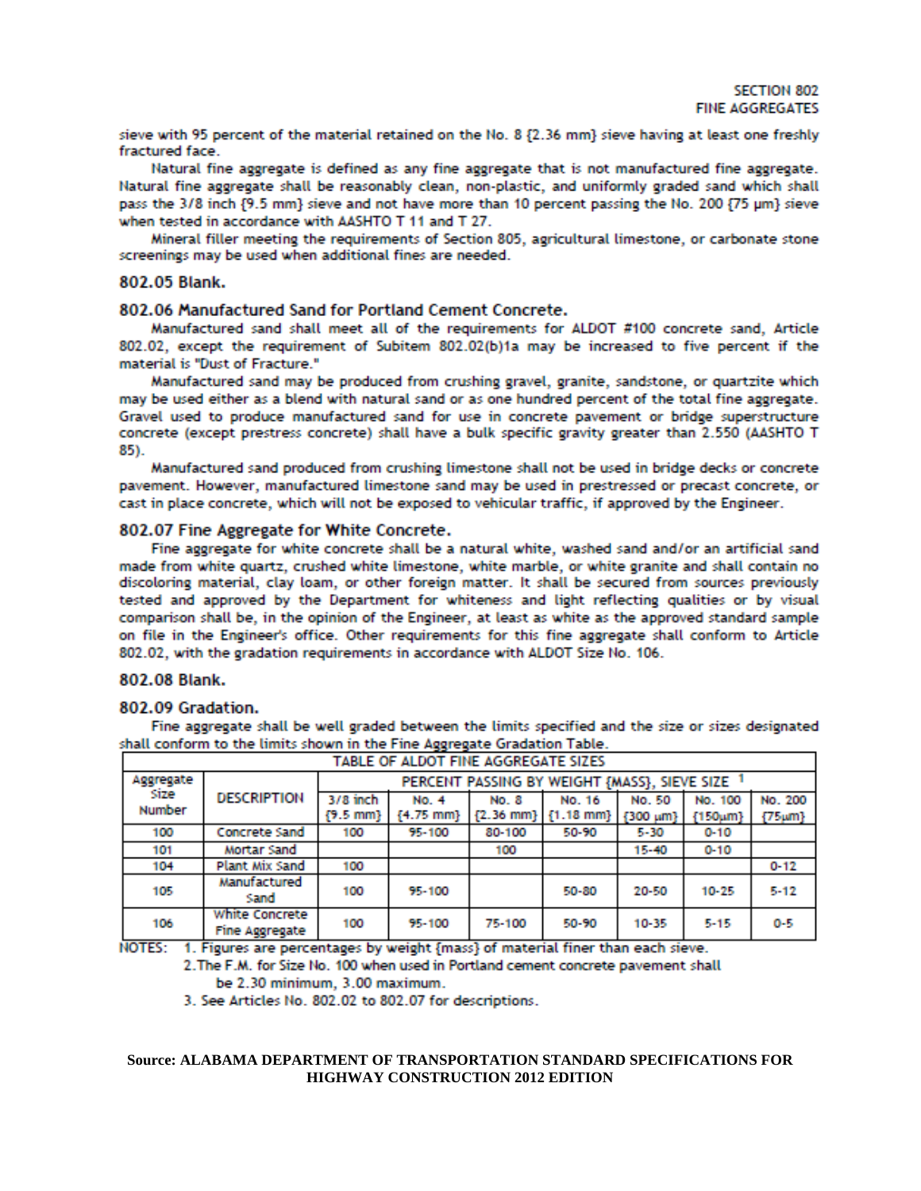sieve with 95 percent of the material retained on the No. 8 {2.36 mm} sieve having at least one freshly fractured face.

Natural fine aggregate is defined as any fine aggregate that is not manufactured fine aggregate. Natural fine aggregate shall be reasonably clean, non-plastic, and uniformly graded sand which shall pass the 3/8 inch {9.5 mm} sieve and not have more than 10 percent passing the No. 200 {75 µm} sieve when tested in accordance with AASHTO T 11 and T 27.

Mineral filler meeting the requirements of Section 805, agricultural limestone, or carbonate stone screenings may be used when additional fines are needed.

### 802.05 Blank.

### 802.06 Manufactured Sand for Portland Cement Concrete.

Manufactured sand shall meet all of the requirements for ALDOT #100 concrete sand, Article 802.02, except the requirement of Subitem 802.02(b)1a may be increased to five percent if the material is "Dust of Fracture."

Manufactured sand may be produced from crushing gravel, granite, sandstone, or quartzite which may be used either as a blend with natural sand or as one hundred percent of the total fine aggregate. Gravel used to produce manufactured sand for use in concrete pavement or bridge superstructure concrete (except prestress concrete) shall have a bulk specific gravity greater than 2.550 (AASHTO T 85).

Manufactured sand produced from crushing limestone shall not be used in bridge decks or concrete pavement. However, manufactured limestone sand may be used in prestressed or precast concrete, or cast in place concrete, which will not be exposed to vehicular traffic, if approved by the Engineer.

### 802.07 Fine Aggregate for White Concrete.

Fine aggregate for white concrete shall be a natural white, washed sand and/or an artificial sand made from white quartz, crushed white limestone, white marble, or white granite and shall contain no discoloring material, clay loam, or other foreign matter. It shall be secured from sources previously tested and approved by the Department for whiteness and light reflecting qualities or by visual comparison shall be, in the opinion of the Engineer, at least as white as the approved standard sample on file in the Engineer's office. Other requirements for this fine aggregate shall conform to Article 802.02, with the gradation requirements in accordance with ALDOT Size No. 106.

### 802.08 Blank.

### 802.09 Gradation.

Fine aggregate shall be well graded between the limits specified and the size or sizes designated shall conform to the limits shown in the Fine Aggregate Gradation Table.

TABLE OF ALDOT FINE AGGREGATE SIZES

| Aggregate Size Number | DESCRIPTION | PERCENT PASSING BY WEIGHT {MASS}, SIEVE SIZE [1] | | | | | | |
|---|---|---|---|---|---|---|---|---|
| | | 3/8 inch {9.5 mm} | No. 4 {4.75 mm} | No. 8 {2.36 mm} | No. 16 {1.18 mm} | No. 50 {300 µm} | No. 100 {150µm} | No. 200 {75µm} |
| 100 | Concrete Sand | 100 | 95-100 | 80-100 | 50-90 | 5-30 | 0-10 | |
| 101 | Mortar Sand | | | 100 | | 15-40 | 0-10 | |
| 104 | Plant Mix Sand | 100 | | | | | | 0-12 |
| 105 | Manufactured Sand | 100 | 95-100 | | 50-80 | 20-50 | 10-25 | 5-12 |
| 106 | White Concrete Fine Aggregate | 100 | 95-100 | 75-100 | 50-90 | 10-35 | 5-15 | 0-5 |

NOTES:
1. Figures are percentages by weight {mass} of material finer than each sieve.
2. The F.M. for Size No. 100 when used in Portland cement concrete pavement shall be 2.30 minimum, 3.00 maximum.
3. See Articles No. 802.02 to 802.07 for descriptions.

**Source: ALABAMA DEPARTMENT OF TRANSPORTATION STANDARD SPECIFICATIONS FOR HIGHWAY CONSTRUCTION 2012 EDITION**